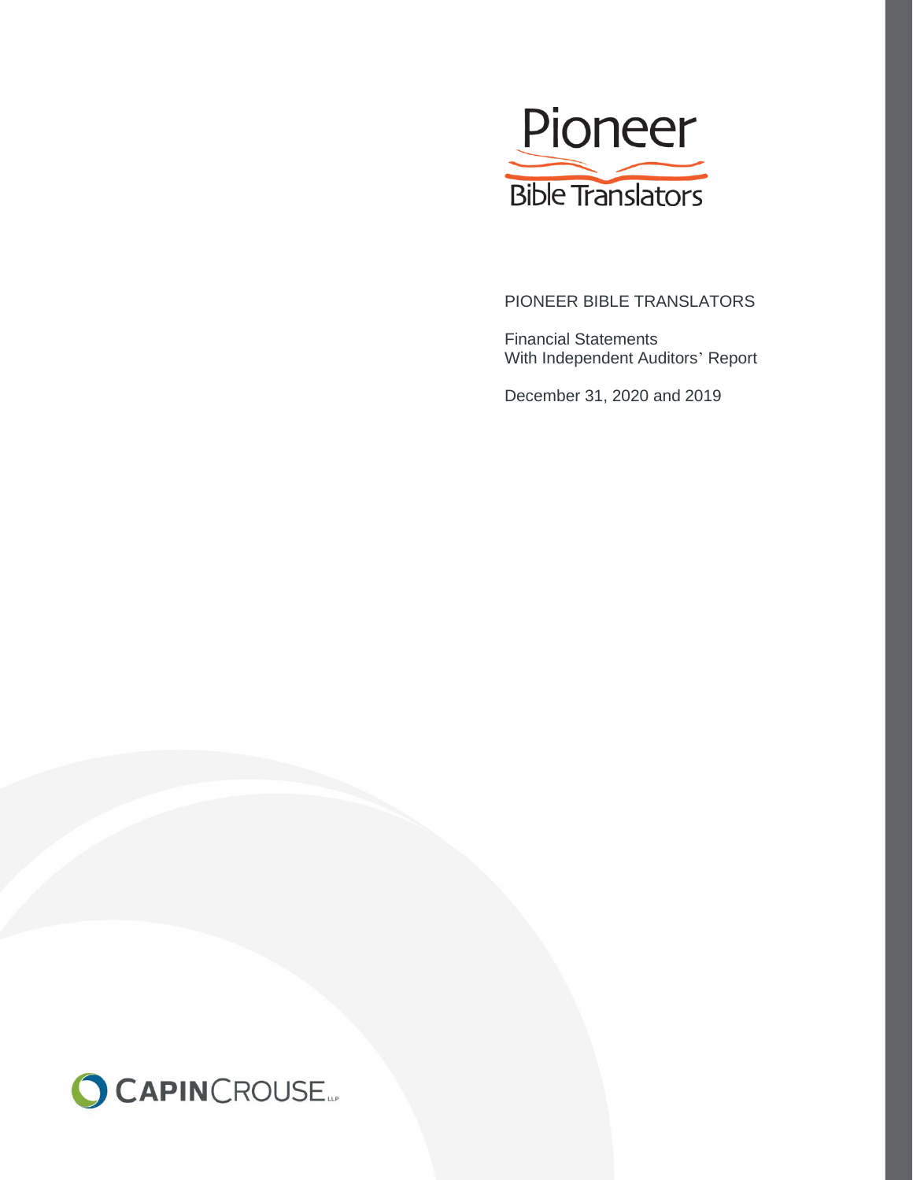Pioneer

Bible Translators

# PIONEER BIBLE TRANSLATORS

Financial Statements
With Independent Auditors' Report

December 31, 2020 and 2019

CAPINCROUSE LLP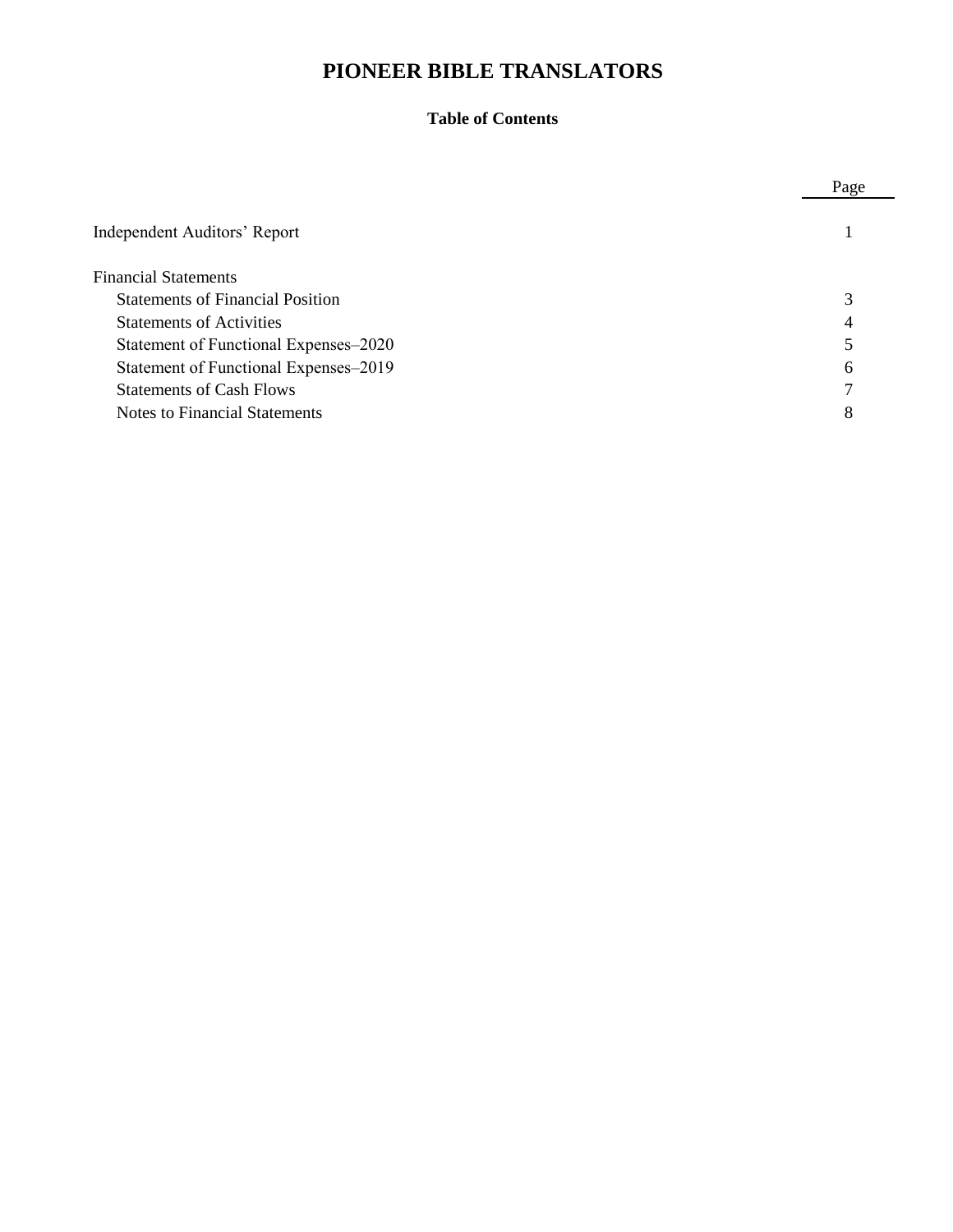# PIONEER BIBLE TRANSLATORS

### Table of Contents

| | Page |
|---|---|
| Independent Auditors' Report | 1 |
| Financial Statements | |
| Statements of Financial Position | 3 |
| Statements of Activities | 4 |
| Statement of Functional Expenses–2020 | 5 |
| Statement of Functional Expenses–2019 | 6 |
| Statements of Cash Flows | 7 |
| Notes to Financial Statements | 8 |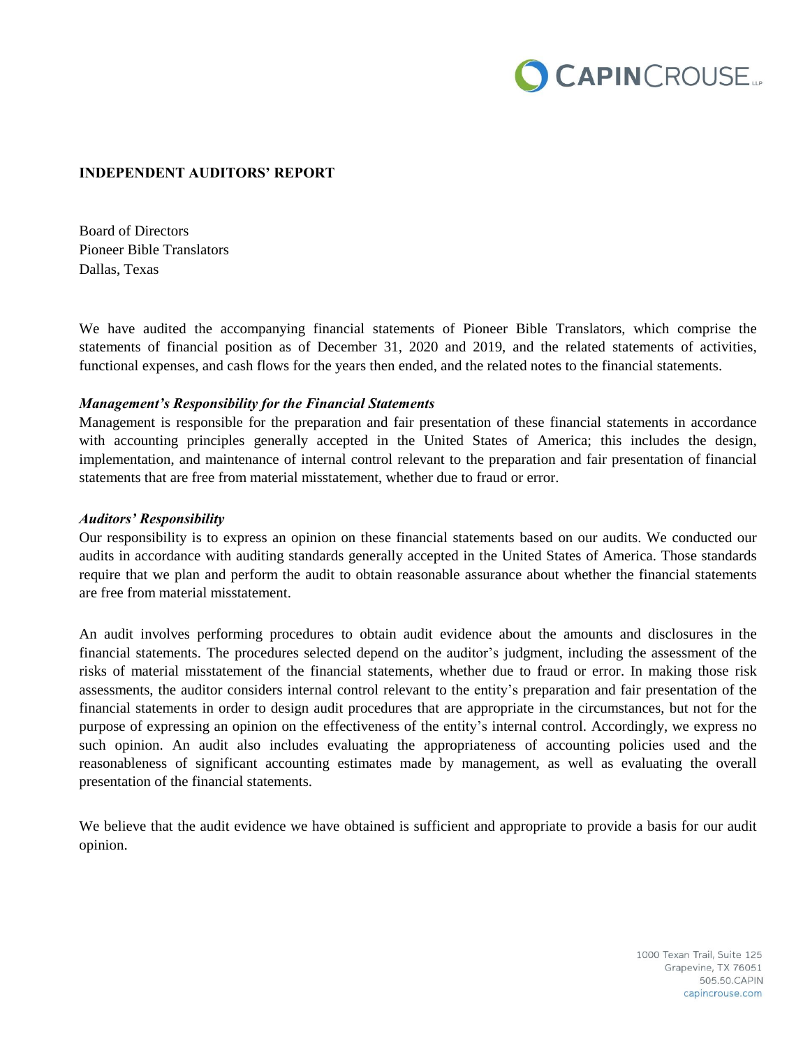## INDEPENDENT AUDITORS' REPORT

Board of Directors
Pioneer Bible Translators
Dallas, Texas

We have audited the accompanying financial statements of Pioneer Bible Translators, which comprise the statements of financial position as of December 31, 2020 and 2019, and the related statements of activities, functional expenses, and cash flows for the years then ended, and the related notes to the financial statements.

***Management's Responsibility for the Financial Statements***
Management is responsible for the preparation and fair presentation of these financial statements in accordance with accounting principles generally accepted in the United States of America; this includes the design, implementation, and maintenance of internal control relevant to the preparation and fair presentation of financial statements that are free from material misstatement, whether due to fraud or error.

***Auditors' Responsibility***
Our responsibility is to express an opinion on these financial statements based on our audits. We conducted our audits in accordance with auditing standards generally accepted in the United States of America. Those standards require that we plan and perform the audit to obtain reasonable assurance about whether the financial statements are free from material misstatement.

An audit involves performing procedures to obtain audit evidence about the amounts and disclosures in the financial statements. The procedures selected depend on the auditor's judgment, including the assessment of the risks of material misstatement of the financial statements, whether due to fraud or error. In making those risk assessments, the auditor considers internal control relevant to the entity's preparation and fair presentation of the financial statements in order to design audit procedures that are appropriate in the circumstances, but not for the purpose of expressing an opinion on the effectiveness of the entity's internal control. Accordingly, we express no such opinion. An audit also includes evaluating the appropriateness of accounting policies used and the reasonableness of significant accounting estimates made by management, as well as evaluating the overall presentation of the financial statements.

We believe that the audit evidence we have obtained is sufficient and appropriate to provide a basis for our audit opinion.

1000 Texan Trail, Suite 125
Grapevine, TX 76051
505.50.CAPIN
capincrouse.com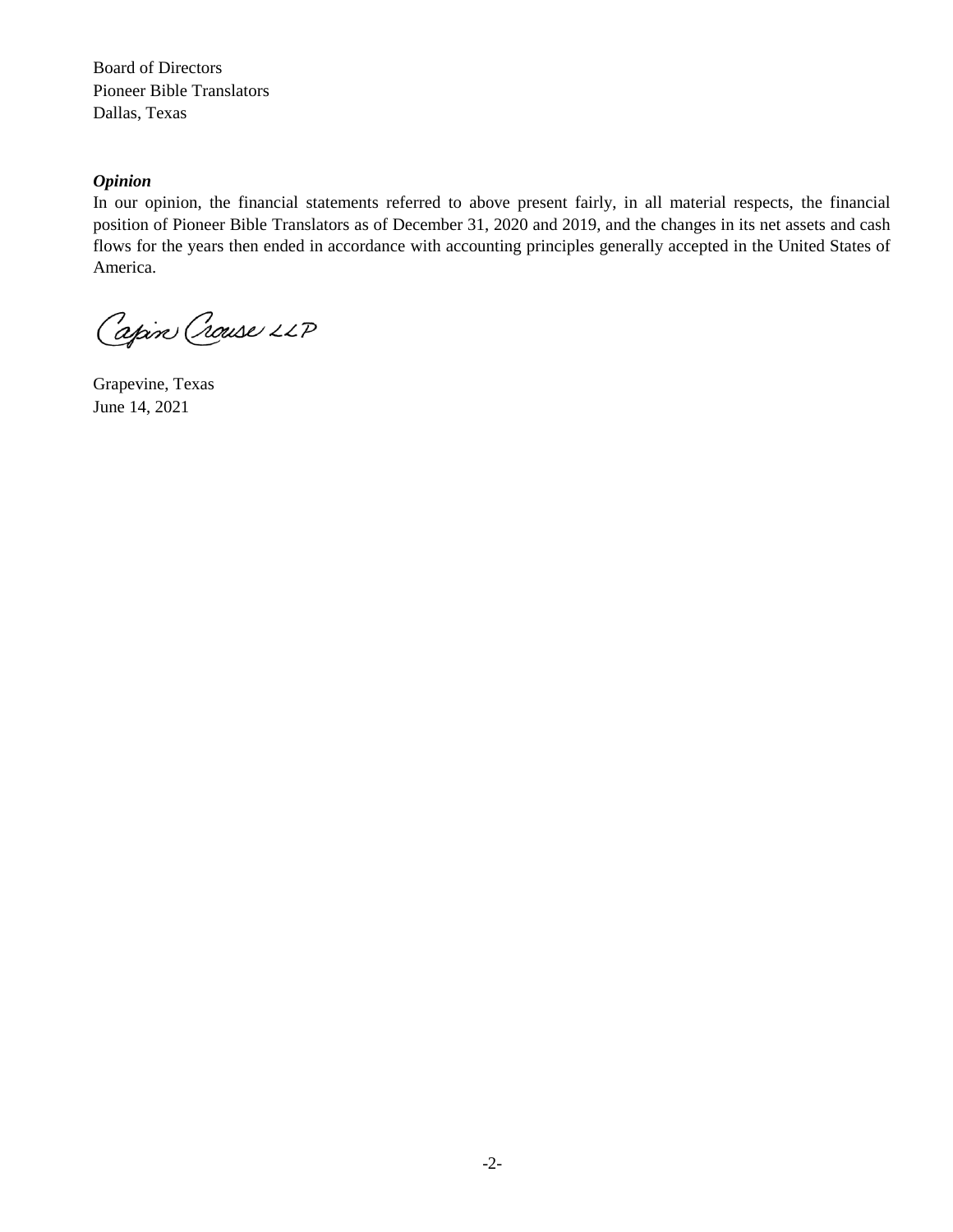Board of Directors
Pioneer Bible Translators
Dallas, Texas

***Opinion***

In our opinion, the financial statements referred to above present fairly, in all material respects, the financial position of Pioneer Bible Translators as of December 31, 2020 and 2019, and the changes in its net assets and cash flows for the years then ended in accordance with accounting principles generally accepted in the United States of America.

Capin Crouse LLP

Grapevine, Texas
June 14, 2021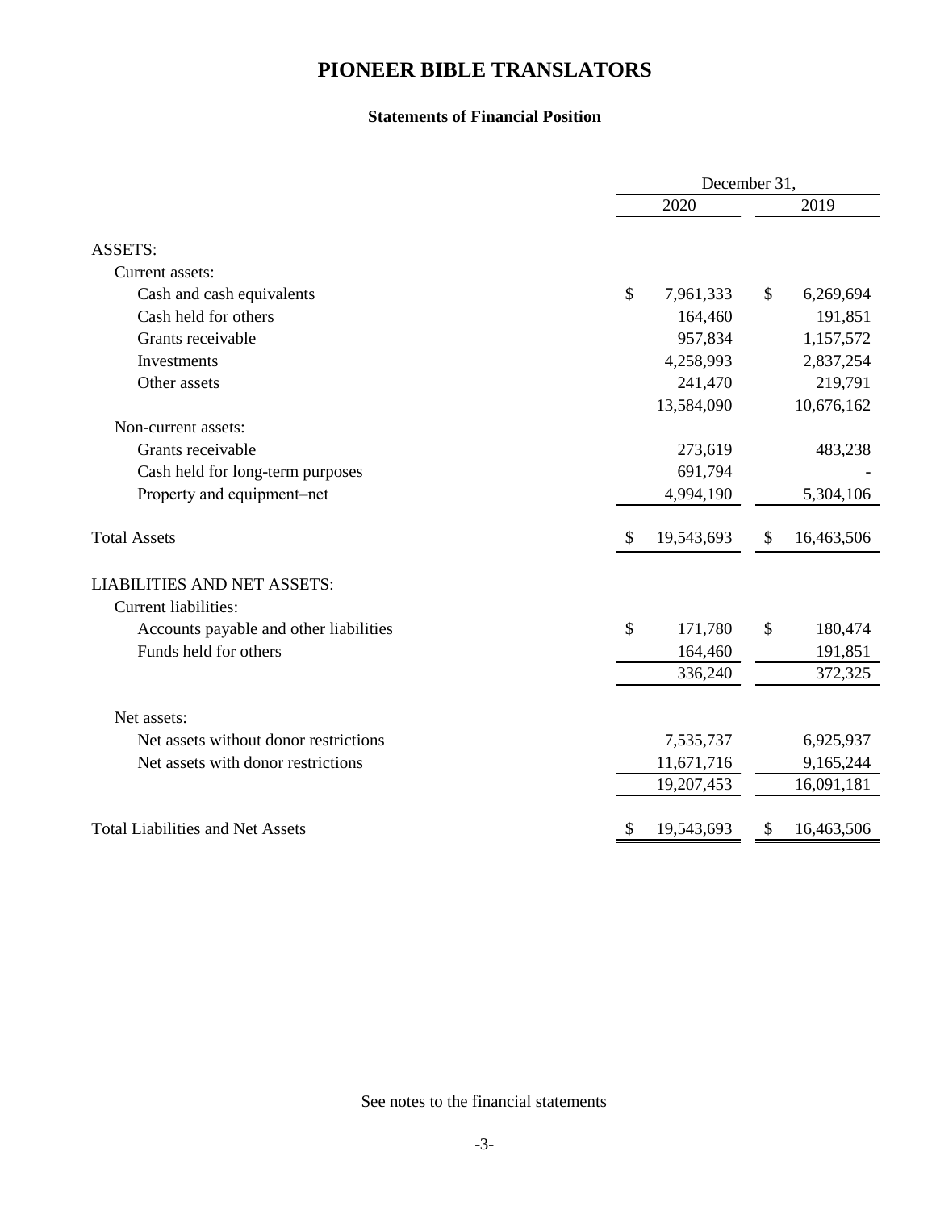# PIONEER BIBLE TRANSLATORS

## Statements of Financial Position

| | December 31, | |
|---|---|---|
| | 2020 | 2019 |
| ASSETS: | | |
| Current assets: | | |
| Cash and cash equivalents | $ 7,961,333 | $ 6,269,694 |
| Cash held for others | 164,460 | 191,851 |
| Grants receivable | 957,834 | 1,157,572 |
| Investments | 4,258,993 | 2,837,254 |
| Other assets | 241,470 | 219,791 |
| | 13,584,090 | 10,676,162 |
| Non-current assets: | | |
| Grants receivable | 273,619 | 483,238 |
| Cash held for long-term purposes | 691,794 | - |
| Property and equipment–net | 4,994,190 | 5,304,106 |
| Total Assets | $ 19,543,693 | $ 16,463,506 |
| LIABILITIES AND NET ASSETS: | | |
| Current liabilities: | | |
| Accounts payable and other liabilities | $ 171,780 | $ 180,474 |
| Funds held for others | 164,460 | 191,851 |
| | 336,240 | 372,325 |
| Net assets: | | |
| Net assets without donor restrictions | 7,535,737 | 6,925,937 |
| Net assets with donor restrictions | 11,671,716 | 9,165,244 |
| | 19,207,453 | 16,091,181 |
| Total Liabilities and Net Assets | $ 19,543,693 | $ 16,463,506 |

See notes to the financial statements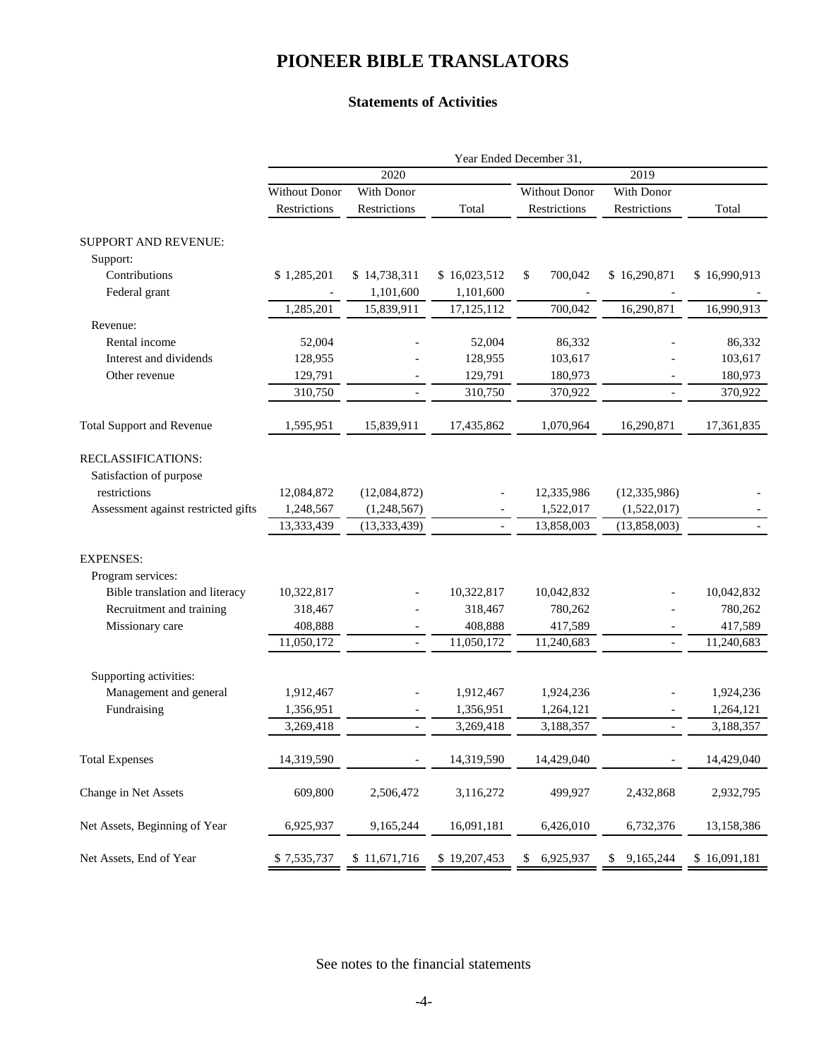# PIONEER BIBLE TRANSLATORS

## Statements of Activities

| | Year Ended December 31, | | | | | |
|---|---|---|---|---|---|---|
| | 2020 | | | 2019 | | |
| | Without Donor Restrictions | With Donor Restrictions | Total | Without Donor Restrictions | With Donor Restrictions | Total |
| SUPPORT AND REVENUE: | | | | | | |
| Support: | | | | | | |
| Contributions | $ 1,285,201 | $ 14,738,311 | $ 16,023,512 | $ 700,042 | $ 16,290,871 | $ 16,990,913 |
| Federal grant | - | 1,101,600 | 1,101,600 | - | - | - |
| | 1,285,201 | 15,839,911 | 17,125,112 | 700,042 | 16,290,871 | 16,990,913 |
| Revenue: | | | | | | |
| Rental income | 52,004 | - | 52,004 | 86,332 | - | 86,332 |
| Interest and dividends | 128,955 | - | 128,955 | 103,617 | - | 103,617 |
| Other revenue | 129,791 | - | 129,791 | 180,973 | - | 180,973 |
| | 310,750 | - | 310,750 | 370,922 | - | 370,922 |
| Total Support and Revenue | 1,595,951 | 15,839,911 | 17,435,862 | 1,070,964 | 16,290,871 | 17,361,835 |
| RECLASSIFICATIONS: | | | | | | |
| Satisfaction of purpose restrictions | 12,084,872 | (12,084,872) | - | 12,335,986 | (12,335,986) | - |
| Assessment against restricted gifts | 1,248,567 | (1,248,567) | - | 1,522,017 | (1,522,017) | - |
| | 13,333,439 | (13,333,439) | - | 13,858,003 | (13,858,003) | - |
| EXPENSES: | | | | | | |
| Program services: | | | | | | |
| Bible translation and literacy | 10,322,817 | - | 10,322,817 | 10,042,832 | - | 10,042,832 |
| Recruitment and training | 318,467 | - | 318,467 | 780,262 | - | 780,262 |
| Missionary care | 408,888 | - | 408,888 | 417,589 | - | 417,589 |
| | 11,050,172 | - | 11,050,172 | 11,240,683 | - | 11,240,683 |
| Supporting activities: | | | | | | |
| Management and general | 1,912,467 | - | 1,912,467 | 1,924,236 | - | 1,924,236 |
| Fundraising | 1,356,951 | - | 1,356,951 | 1,264,121 | - | 1,264,121 |
| | 3,269,418 | - | 3,269,418 | 3,188,357 | - | 3,188,357 |
| Total Expenses | 14,319,590 | - | 14,319,590 | 14,429,040 | - | 14,429,040 |
| Change in Net Assets | 609,800 | 2,506,472 | 3,116,272 | 499,927 | 2,432,868 | 2,932,795 |
| Net Assets, Beginning of Year | 6,925,937 | 9,165,244 | 16,091,181 | 6,426,010 | 6,732,376 | 13,158,386 |
| Net Assets, End of Year | $ 7,535,737 | $ 11,671,716 | $ 19,207,453 | $ 6,925,937 | $ 9,165,244 | $ 16,091,181 |

See notes to the financial statements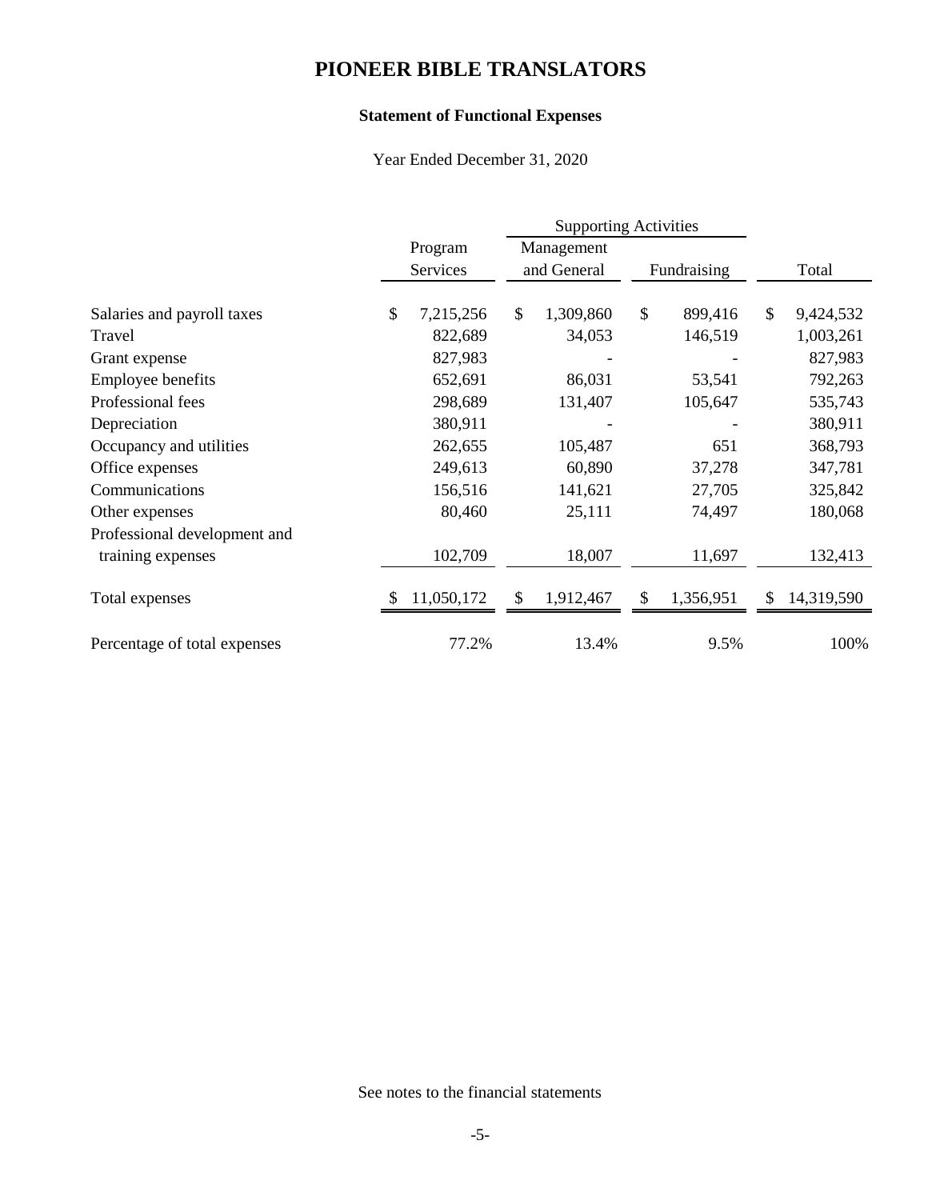# PIONEER BIBLE TRANSLATORS

### Statement of Functional Expenses

Year Ended December 31, 2020

| | Program Services | Supporting Activities | | Total |
|---|---|---|---|---|
| | | Management and General | Fundraising | |
| Salaries and payroll taxes | $ 7,215,256 | $ 1,309,860 | $ 899,416 | $ 9,424,532 |
| Travel | 822,689 | 34,053 | 146,519 | 1,003,261 |
| Grant expense | 827,983 | - | - | 827,983 |
| Employee benefits | 652,691 | 86,031 | 53,541 | 792,263 |
| Professional fees | 298,689 | 131,407 | 105,647 | 535,743 |
| Depreciation | 380,911 | - | - | 380,911 |
| Occupancy and utilities | 262,655 | 105,487 | 651 | 368,793 |
| Office expenses | 249,613 | 60,890 | 37,278 | 347,781 |
| Communications | 156,516 | 141,621 | 27,705 | 325,842 |
| Other expenses | 80,460 | 25,111 | 74,497 | 180,068 |
| Professional development and training expenses | 102,709 | 18,007 | 11,697 | 132,413 |
| Total expenses | $ 11,050,172 | $ 1,912,467 | $ 1,356,951 | $ 14,319,590 |
| Percentage of total expenses | 77.2% | 13.4% | 9.5% | 100% |

See notes to the financial statements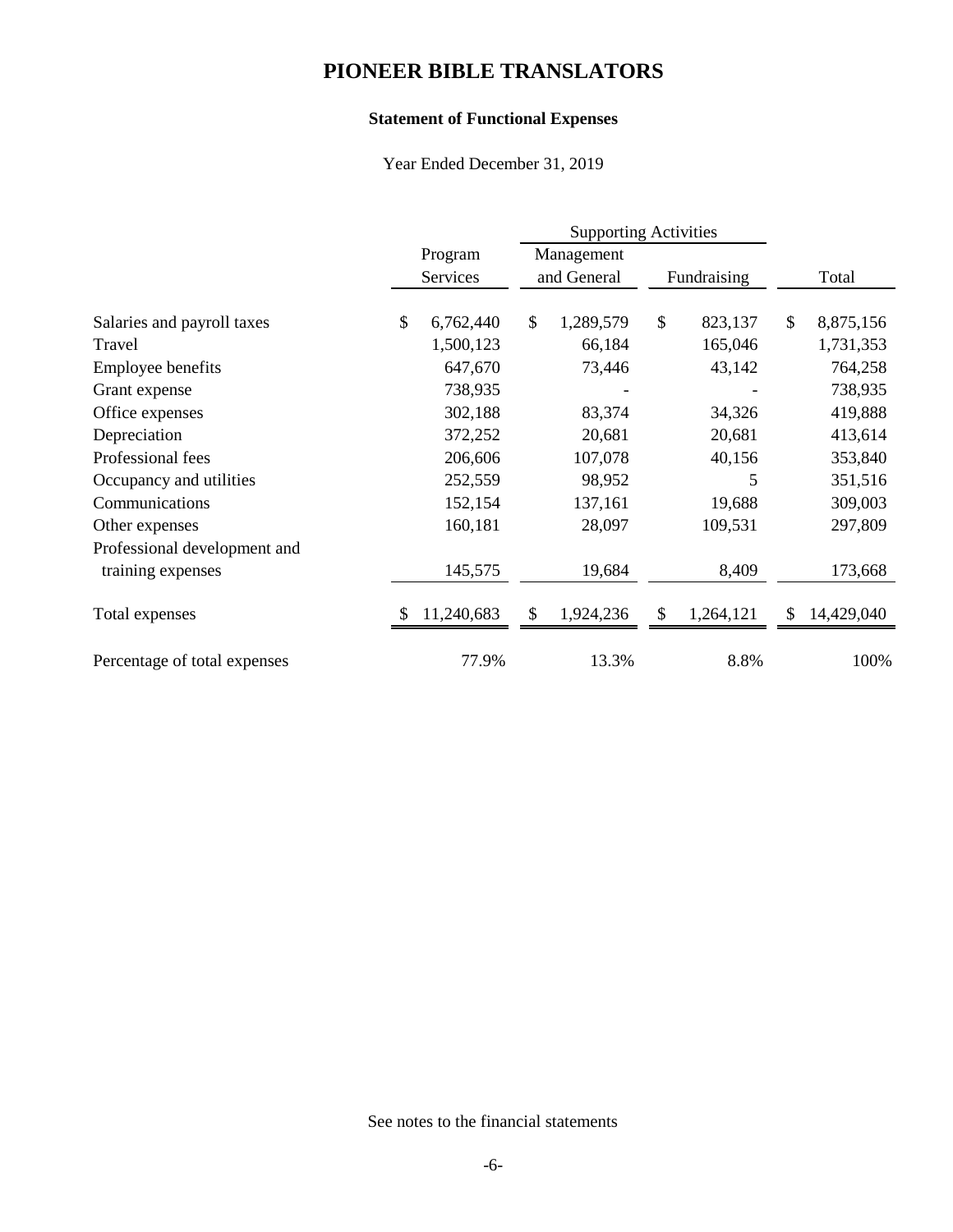# PIONEER BIBLE TRANSLATORS

### Statement of Functional Expenses

Year Ended December 31, 2019

| | Program Services | Supporting Activities | | Total |
|---|---|---|---|---|
| | | Management and General | Fundraising | |
| Salaries and payroll taxes | $ 6,762,440 | $ 1,289,579 | $ 823,137 | $ 8,875,156 |
| Travel | 1,500,123 | 66,184 | 165,046 | 1,731,353 |
| Employee benefits | 647,670 | 73,446 | 43,142 | 764,258 |
| Grant expense | 738,935 | - | - | 738,935 |
| Office expenses | 302,188 | 83,374 | 34,326 | 419,888 |
| Depreciation | 372,252 | 20,681 | 20,681 | 413,614 |
| Professional fees | 206,606 | 107,078 | 40,156 | 353,840 |
| Occupancy and utilities | 252,559 | 98,952 | 5 | 351,516 |
| Communications | 152,154 | 137,161 | 19,688 | 309,003 |
| Other expenses | 160,181 | 28,097 | 109,531 | 297,809 |
| Professional development and training expenses | 145,575 | 19,684 | 8,409 | 173,668 |
| Total expenses | $ 11,240,683 | $ 1,924,236 | $ 1,264,121 | $ 14,429,040 |
| Percentage of total expenses | 77.9% | 13.3% | 8.8% | 100% |

See notes to the financial statements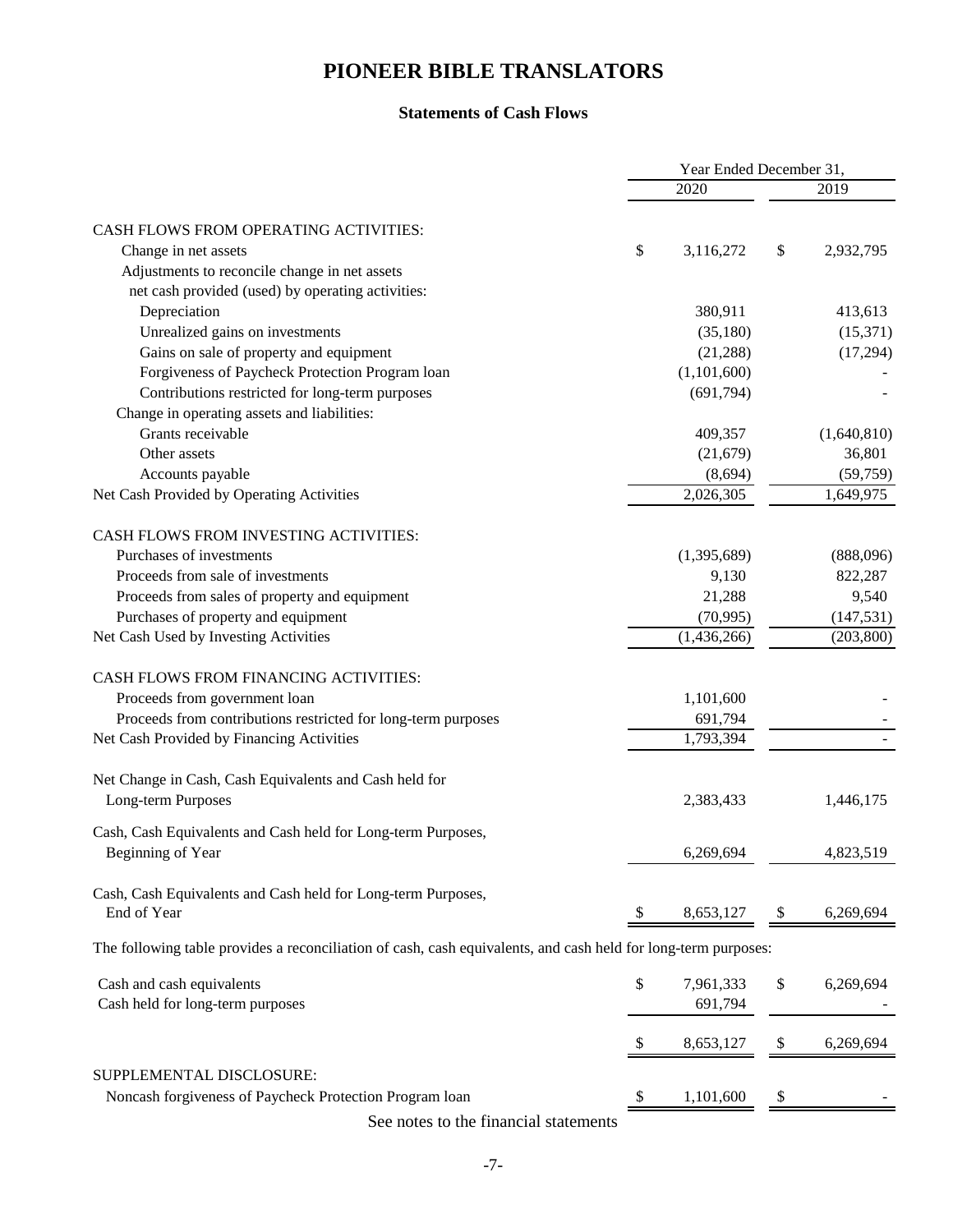# PIONEER BIBLE TRANSLATORS

## Statements of Cash Flows

| | Year Ended December 31, | |
|---|---|---|
| | 2020 | 2019 |
| CASH FLOWS FROM OPERATING ACTIVITIES: | | |
| Change in net assets | $ 3,116,272 | $ 2,932,795 |
| Adjustments to reconcile change in net assets net cash provided (used) by operating activities: | | |
| Depreciation | 380,911 | 413,613 |
| Unrealized gains on investments | (35,180) | (15,371) |
| Gains on sale of property and equipment | (21,288) | (17,294) |
| Forgiveness of Paycheck Protection Program loan | (1,101,600) | - |
| Contributions restricted for long-term purposes | (691,794) | - |
| Change in operating assets and liabilities: | | |
| Grants receivable | 409,357 | (1,640,810) |
| Other assets | (21,679) | 36,801 |
| Accounts payable | (8,694) | (59,759) |
| Net Cash Provided by Operating Activities | 2,026,305 | 1,649,975 |
| CASH FLOWS FROM INVESTING ACTIVITIES: | | |
| Purchases of investments | (1,395,689) | (888,096) |
| Proceeds from sale of investments | 9,130 | 822,287 |
| Proceeds from sales of property and equipment | 21,288 | 9,540 |
| Purchases of property and equipment | (70,995) | (147,531) |
| Net Cash Used by Investing Activities | (1,436,266) | (203,800) |
| CASH FLOWS FROM FINANCING ACTIVITIES: | | |
| Proceeds from government loan | 1,101,600 | - |
| Proceeds from contributions restricted for long-term purposes | 691,794 | - |
| Net Cash Provided by Financing Activities | 1,793,394 | - |
| Net Change in Cash, Cash Equivalents and Cash held for Long-term Purposes | 2,383,433 | 1,446,175 |
| Cash, Cash Equivalents and Cash held for Long-term Purposes, Beginning of Year | 6,269,694 | 4,823,519 |
| Cash, Cash Equivalents and Cash held for Long-term Purposes, End of Year | $ 8,653,127 | $ 6,269,694 |

The following table provides a reconciliation of cash, cash equivalents, and cash held for long-term purposes:

| | 2020 | 2019 |
|---|---|---|
| Cash and cash equivalents | $ 7,961,333 | $ 6,269,694 |
| Cash held for long-term purposes | 691,794 | - |
| | $ 8,653,127 | $ 6,269,694 |
| SUPPLEMENTAL DISCLOSURE: | | |
| Noncash forgiveness of Paycheck Protection Program loan | $ 1,101,600 | $ - |

See notes to the financial statements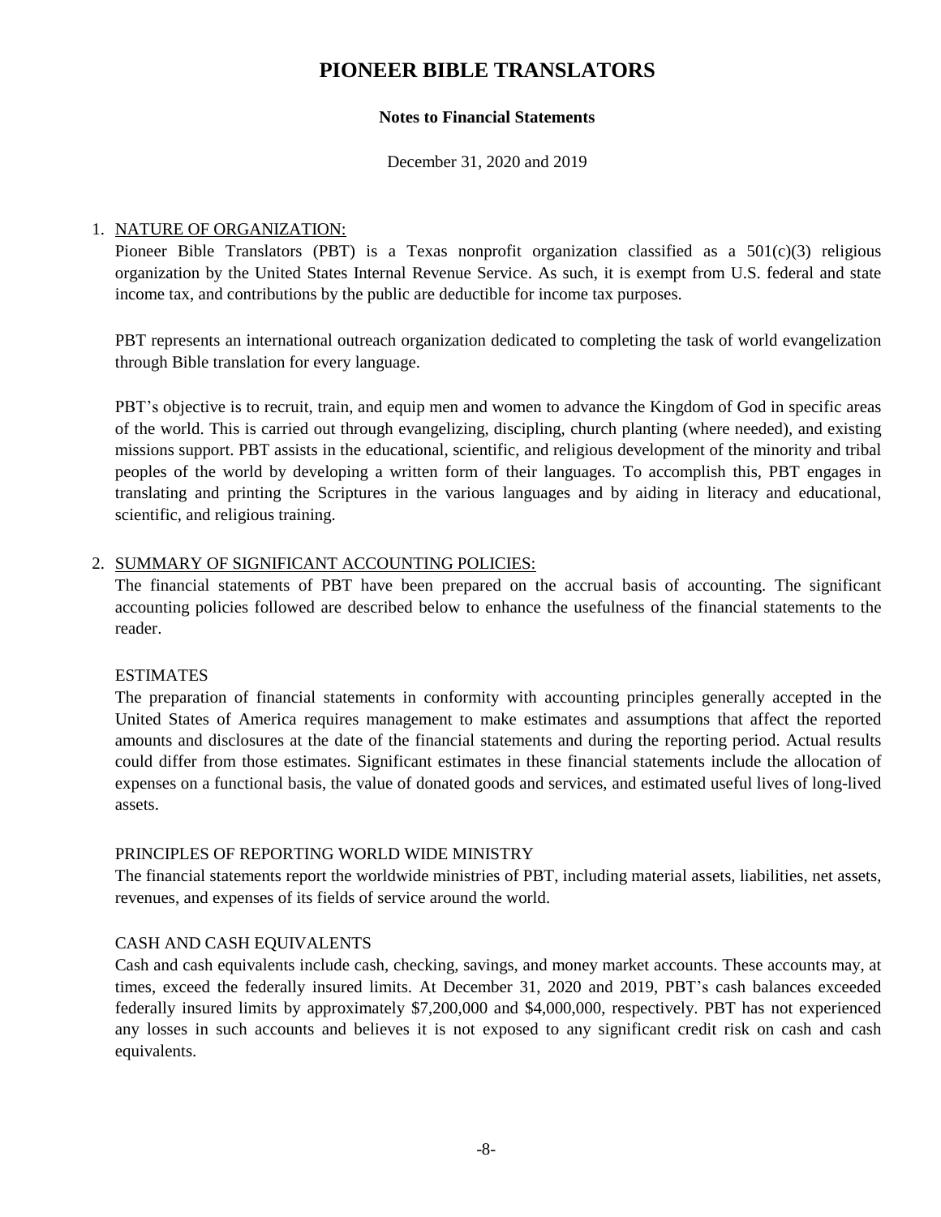# PIONEER BIBLE TRANSLATORS

**Notes to Financial Statements**

December 31, 2020 and 2019

1. NATURE OF ORGANIZATION:

Pioneer Bible Translators (PBT) is a Texas nonprofit organization classified as a 501(c)(3) religious organization by the United States Internal Revenue Service. As such, it is exempt from U.S. federal and state income tax, and contributions by the public are deductible for income tax purposes.

PBT represents an international outreach organization dedicated to completing the task of world evangelization through Bible translation for every language.

PBT's objective is to recruit, train, and equip men and women to advance the Kingdom of God in specific areas of the world. This is carried out through evangelizing, discipling, church planting (where needed), and existing missions support. PBT assists in the educational, scientific, and religious development of the minority and tribal peoples of the world by developing a written form of their languages. To accomplish this, PBT engages in translating and printing the Scriptures in the various languages and by aiding in literacy and educational, scientific, and religious training.

2. SUMMARY OF SIGNIFICANT ACCOUNTING POLICIES:

The financial statements of PBT have been prepared on the accrual basis of accounting. The significant accounting policies followed are described below to enhance the usefulness of the financial statements to the reader.

ESTIMATES

The preparation of financial statements in conformity with accounting principles generally accepted in the United States of America requires management to make estimates and assumptions that affect the reported amounts and disclosures at the date of the financial statements and during the reporting period. Actual results could differ from those estimates. Significant estimates in these financial statements include the allocation of expenses on a functional basis, the value of donated goods and services, and estimated useful lives of long-lived assets.

PRINCIPLES OF REPORTING WORLD WIDE MINISTRY

The financial statements report the worldwide ministries of PBT, including material assets, liabilities, net assets, revenues, and expenses of its fields of service around the world.

CASH AND CASH EQUIVALENTS

Cash and cash equivalents include cash, checking, savings, and money market accounts. These accounts may, at times, exceed the federally insured limits. At December 31, 2020 and 2019, PBT's cash balances exceeded federally insured limits by approximately $7,200,000 and $4,000,000, respectively. PBT has not experienced any losses in such accounts and believes it is not exposed to any significant credit risk on cash and cash equivalents.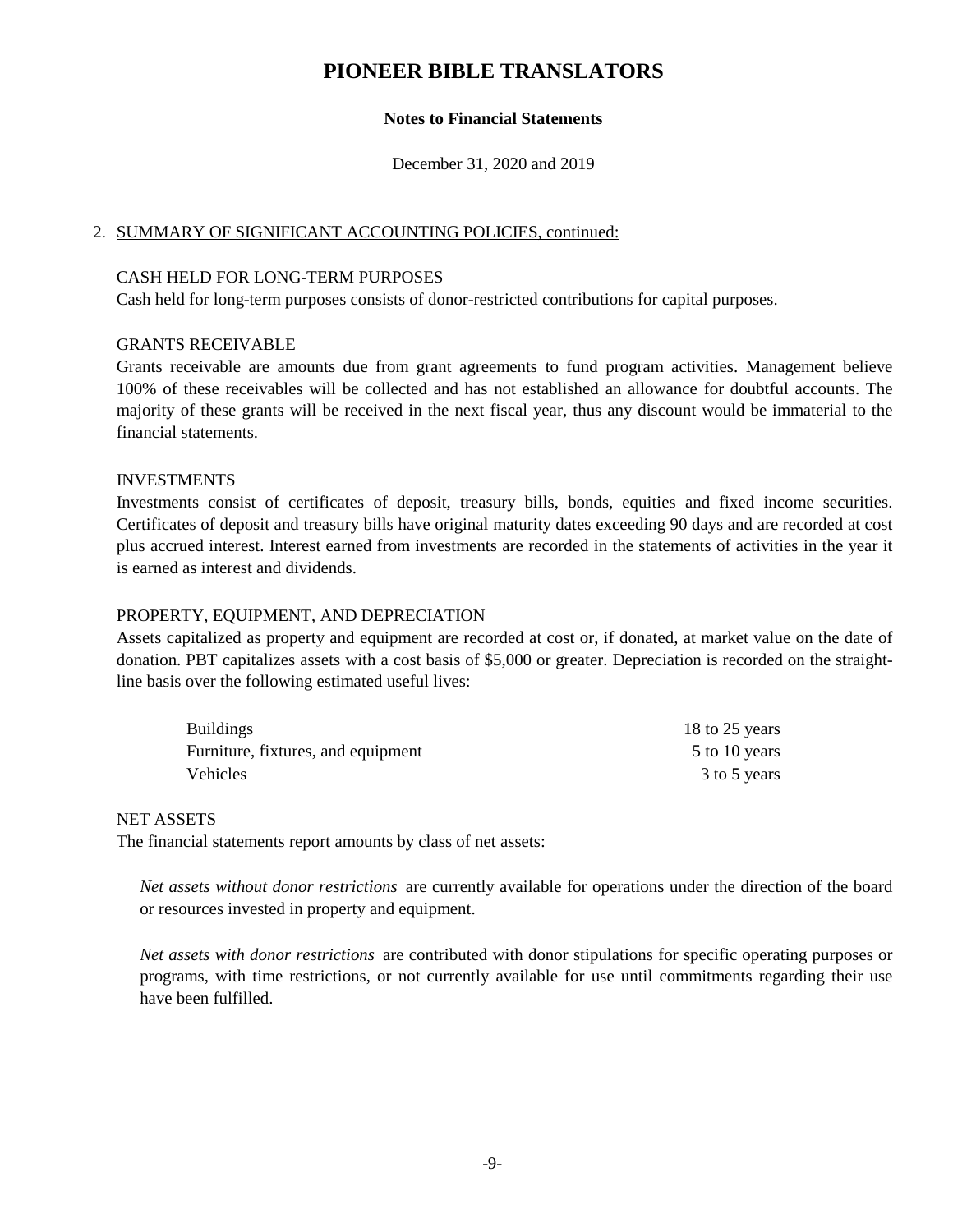# PIONEER BIBLE TRANSLATORS

**Notes to Financial Statements**

December 31, 2020 and 2019

2. SUMMARY OF SIGNIFICANT ACCOUNTING POLICIES, continued:

CASH HELD FOR LONG-TERM PURPOSES

Cash held for long-term purposes consists of donor-restricted contributions for capital purposes.

GRANTS RECEIVABLE

Grants receivable are amounts due from grant agreements to fund program activities. Management believe 100% of these receivables will be collected and has not established an allowance for doubtful accounts. The majority of these grants will be received in the next fiscal year, thus any discount would be immaterial to the financial statements.

INVESTMENTS

Investments consist of certificates of deposit, treasury bills, bonds, equities and fixed income securities. Certificates of deposit and treasury bills have original maturity dates exceeding 90 days and are recorded at cost plus accrued interest. Interest earned from investments are recorded in the statements of activities in the year it is earned as interest and dividends.

PROPERTY, EQUIPMENT, AND DEPRECIATION

Assets capitalized as property and equipment are recorded at cost or, if donated, at market value on the date of donation. PBT capitalizes assets with a cost basis of $5,000 or greater. Depreciation is recorded on the straight-line basis over the following estimated useful lives:

| | |
|---|---|
| Buildings | 18 to 25 years |
| Furniture, fixtures, and equipment | 5 to 10 years |
| Vehicles | 3 to 5 years |

NET ASSETS

The financial statements report amounts by class of net assets:

*Net assets without donor restrictions* are currently available for operations under the direction of the board or resources invested in property and equipment.

*Net assets with donor restrictions* are contributed with donor stipulations for specific operating purposes or programs, with time restrictions, or not currently available for use until commitments regarding their use have been fulfilled.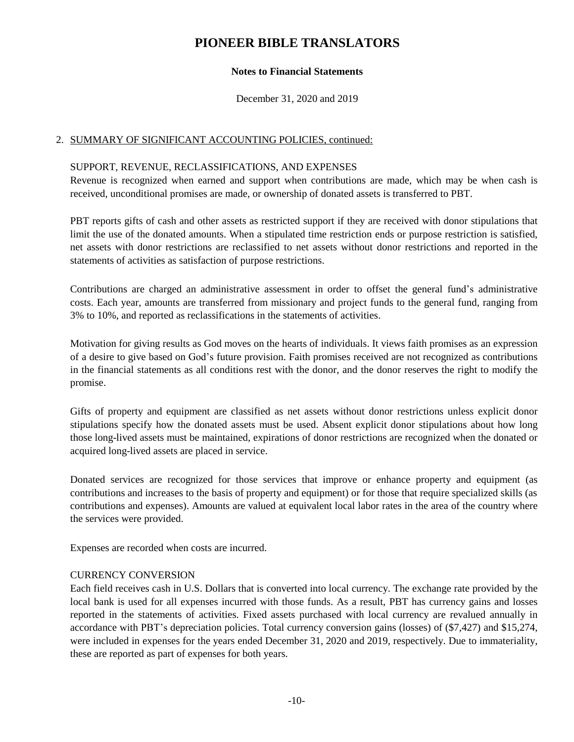# PIONEER BIBLE TRANSLATORS

**Notes to Financial Statements**

December 31, 2020 and 2019

2. SUMMARY OF SIGNIFICANT ACCOUNTING POLICIES, continued:

SUPPORT, REVENUE, RECLASSIFICATIONS, AND EXPENSES

Revenue is recognized when earned and support when contributions are made, which may be when cash is received, unconditional promises are made, or ownership of donated assets is transferred to PBT.

PBT reports gifts of cash and other assets as restricted support if they are received with donor stipulations that limit the use of the donated amounts. When a stipulated time restriction ends or purpose restriction is satisfied, net assets with donor restrictions are reclassified to net assets without donor restrictions and reported in the statements of activities as satisfaction of purpose restrictions.

Contributions are charged an administrative assessment in order to offset the general fund's administrative costs. Each year, amounts are transferred from missionary and project funds to the general fund, ranging from 3% to 10%, and reported as reclassifications in the statements of activities.

Motivation for giving results as God moves on the hearts of individuals. It views faith promises as an expression of a desire to give based on God's future provision. Faith promises received are not recognized as contributions in the financial statements as all conditions rest with the donor, and the donor reserves the right to modify the promise.

Gifts of property and equipment are classified as net assets without donor restrictions unless explicit donor stipulations specify how the donated assets must be used. Absent explicit donor stipulations about how long those long-lived assets must be maintained, expirations of donor restrictions are recognized when the donated or acquired long-lived assets are placed in service.

Donated services are recognized for those services that improve or enhance property and equipment (as contributions and increases to the basis of property and equipment) or for those that require specialized skills (as contributions and expenses). Amounts are valued at equivalent local labor rates in the area of the country where the services were provided.

Expenses are recorded when costs are incurred.

CURRENCY CONVERSION

Each field receives cash in U.S. Dollars that is converted into local currency. The exchange rate provided by the local bank is used for all expenses incurred with those funds. As a result, PBT has currency gains and losses reported in the statements of activities. Fixed assets purchased with local currency are revalued annually in accordance with PBT's depreciation policies. Total currency conversion gains (losses) of ($7,427) and $15,274, were included in expenses for the years ended December 31, 2020 and 2019, respectively. Due to immateriality, these are reported as part of expenses for both years.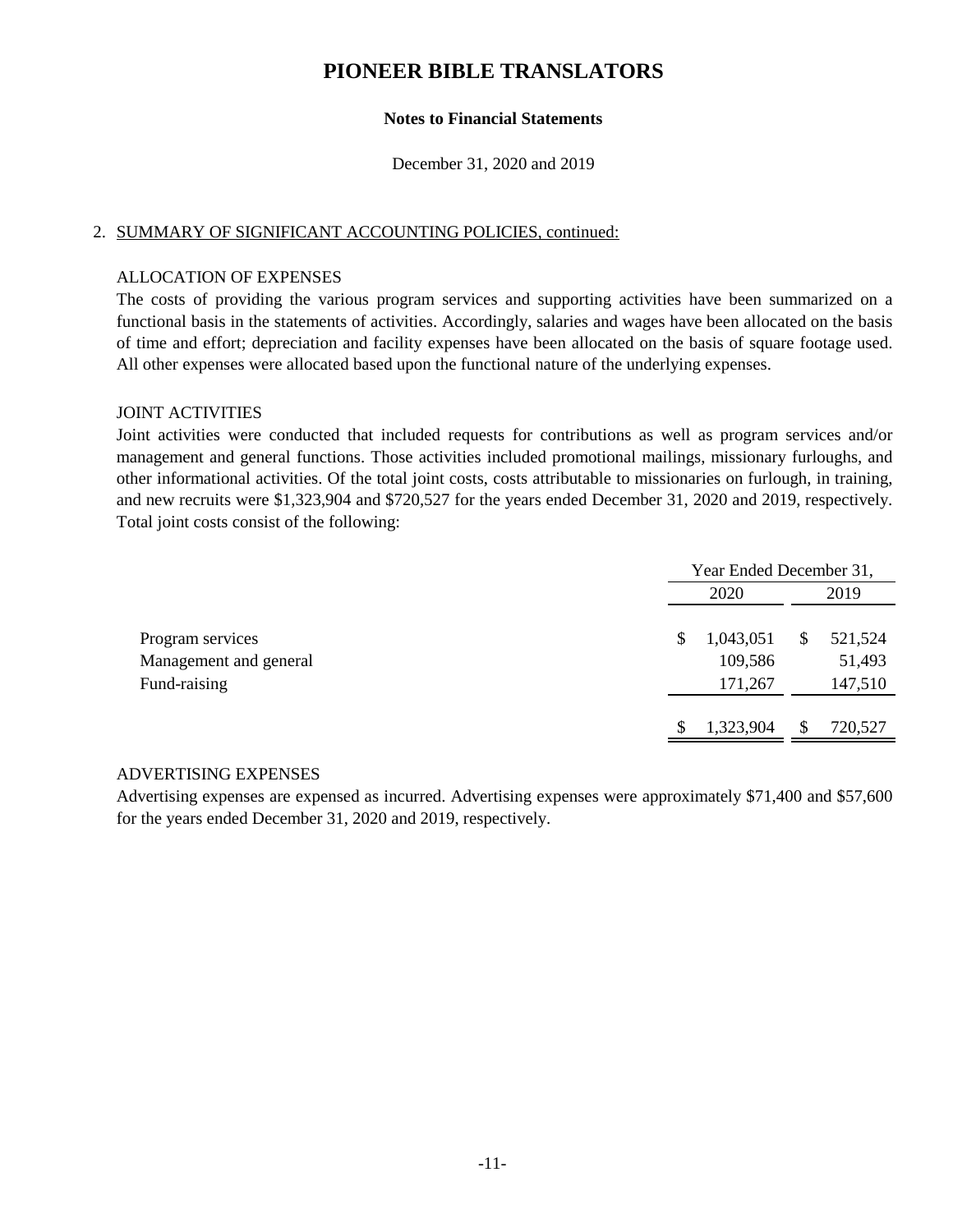# PIONEER BIBLE TRANSLATORS

**Notes to Financial Statements**

December 31, 2020 and 2019

2. SUMMARY OF SIGNIFICANT ACCOUNTING POLICIES, continued:

ALLOCATION OF EXPENSES

The costs of providing the various program services and supporting activities have been summarized on a functional basis in the statements of activities. Accordingly, salaries and wages have been allocated on the basis of time and effort; depreciation and facility expenses have been allocated on the basis of square footage used. All other expenses were allocated based upon the functional nature of the underlying expenses.

JOINT ACTIVITIES

Joint activities were conducted that included requests for contributions as well as program services and/or management and general functions. Those activities included promotional mailings, missionary furloughs, and other informational activities. Of the total joint costs, costs attributable to missionaries on furlough, in training, and new recruits were $1,323,904 and $720,527 for the years ended December 31, 2020 and 2019, respectively. Total joint costs consist of the following:

| | Year Ended December 31, | |
|---|---|---|
| | 2020 | 2019 |
| Program services | $ 1,043,051 | $ 521,524 |
| Management and general | 109,586 | 51,493 |
| Fund-raising | 171,267 | 147,510 |
| | $ 1,323,904 | $ 720,527 |

ADVERTISING EXPENSES

Advertising expenses are expensed as incurred. Advertising expenses were approximately $71,400 and $57,600 for the years ended December 31, 2020 and 2019, respectively.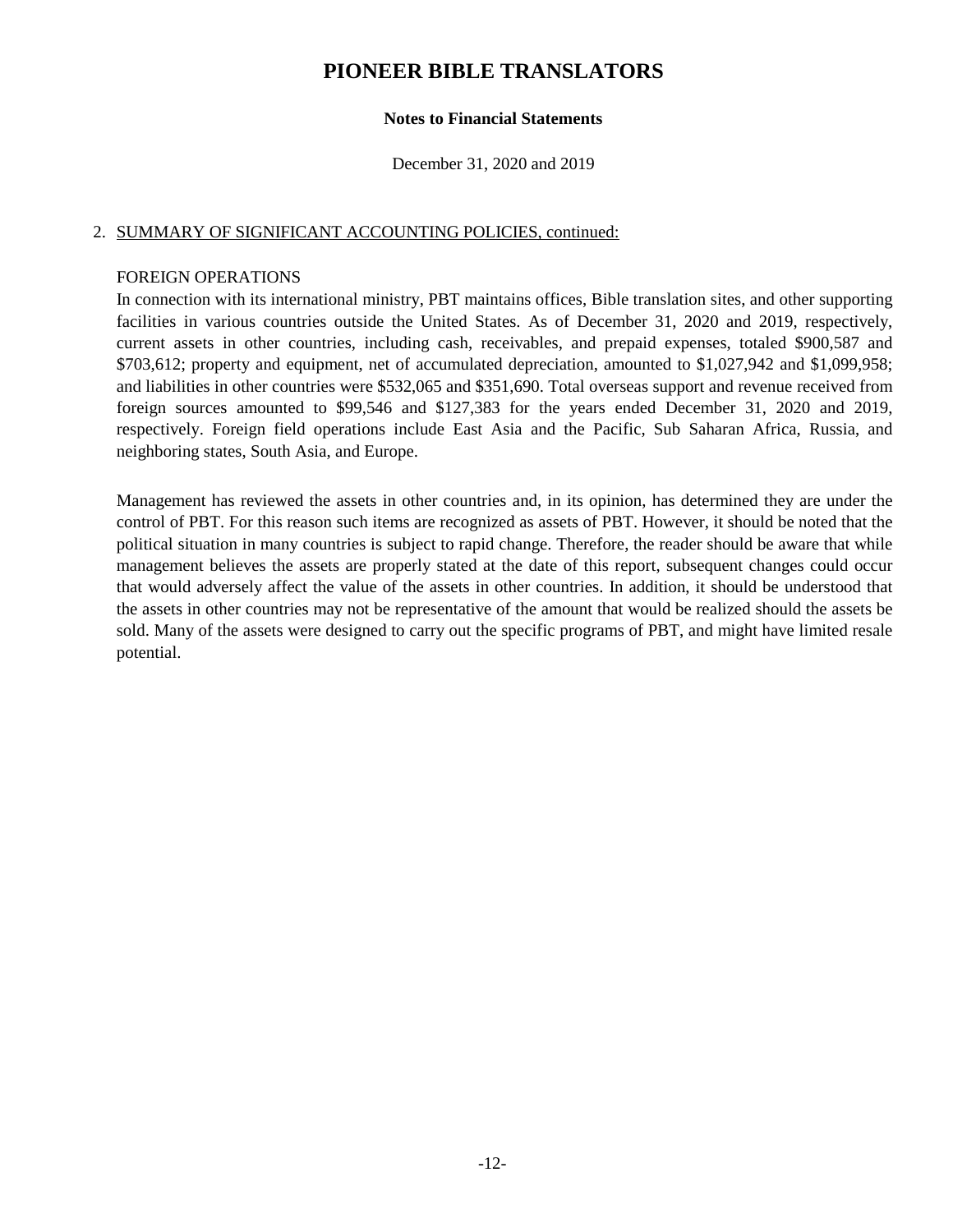# PIONEER BIBLE TRANSLATORS

**Notes to Financial Statements**

December 31, 2020 and 2019

2. SUMMARY OF SIGNIFICANT ACCOUNTING POLICIES, continued:

FOREIGN OPERATIONS

In connection with its international ministry, PBT maintains offices, Bible translation sites, and other supporting facilities in various countries outside the United States. As of December 31, 2020 and 2019, respectively, current assets in other countries, including cash, receivables, and prepaid expenses, totaled $900,587 and $703,612; property and equipment, net of accumulated depreciation, amounted to $1,027,942 and $1,099,958; and liabilities in other countries were $532,065 and $351,690. Total overseas support and revenue received from foreign sources amounted to $99,546 and $127,383 for the years ended December 31, 2020 and 2019, respectively. Foreign field operations include East Asia and the Pacific, Sub Saharan Africa, Russia, and neighboring states, South Asia, and Europe.

Management has reviewed the assets in other countries and, in its opinion, has determined they are under the control of PBT. For this reason such items are recognized as assets of PBT. However, it should be noted that the political situation in many countries is subject to rapid change. Therefore, the reader should be aware that while management believes the assets are properly stated at the date of this report, subsequent changes could occur that would adversely affect the value of the assets in other countries. In addition, it should be understood that the assets in other countries may not be representative of the amount that would be realized should the assets be sold. Many of the assets were designed to carry out the specific programs of PBT, and might have limited resale potential.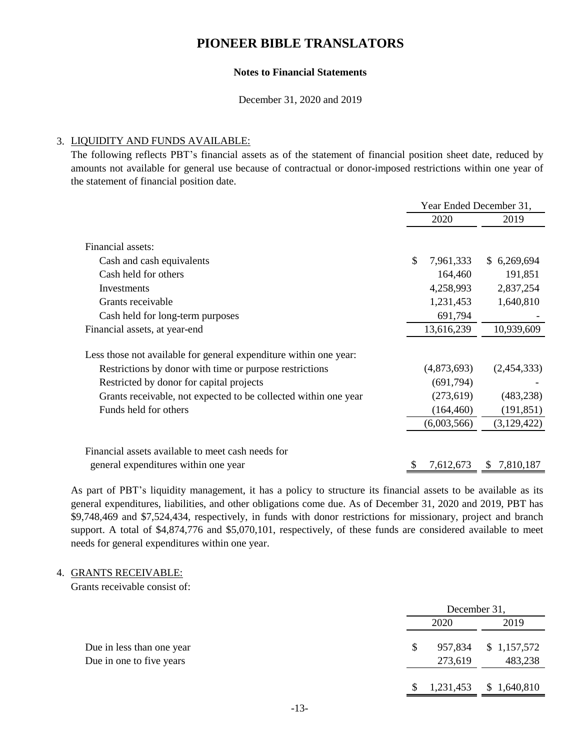# PIONEER BIBLE TRANSLATORS

**Notes to Financial Statements**

December 31, 2020 and 2019

3. LIQUIDITY AND FUNDS AVAILABLE:

The following reflects PBT's financial assets as of the statement of financial position sheet date, reduced by amounts not available for general use because of contractual or donor-imposed restrictions within one year of the statement of financial position date.

| | Year Ended December 31, | |
|---|---|---|
| | 2020 | 2019 |
| Financial assets: | | |
| Cash and cash equivalents | $ 7,961,333 | $ 6,269,694 |
| Cash held for others | 164,460 | 191,851 |
| Investments | 4,258,993 | 2,837,254 |
| Grants receivable | 1,231,453 | 1,640,810 |
| Cash held for long-term purposes | 691,794 | - |
| Financial assets, at year-end | 13,616,239 | 10,939,609 |
| Less those not available for general expenditure within one year: | | |
| Restrictions by donor with time or purpose restrictions | (4,873,693) | (2,454,333) |
| Restricted by donor for capital projects | (691,794) | - |
| Grants receivable, not expected to be collected within one year | (273,619) | (483,238) |
| Funds held for others | (164,460) | (191,851) |
| | (6,003,566) | (3,129,422) |
| Financial assets available to meet cash needs for general expenditures within one year | $ 7,612,673 | $ 7,810,187 |

As part of PBT's liquidity management, it has a policy to structure its financial assets to be available as its general expenditures, liabilities, and other obligations come due. As of December 31, 2020 and 2019, PBT has $9,748,469 and $7,524,434, respectively, in funds with donor restrictions for missionary, project and branch support. A total of $4,874,776 and $5,070,101, respectively, of these funds are considered available to meet needs for general expenditures within one year.

4. GRANTS RECEIVABLE:

Grants receivable consist of:

| | December 31, | |
|---|---|---|
| | 2020 | 2019 |
| Due in less than one year | $ 957,834 | $ 1,157,572 |
| Due in one to five years | 273,619 | 483,238 |
| | $ 1,231,453 | $ 1,640,810 |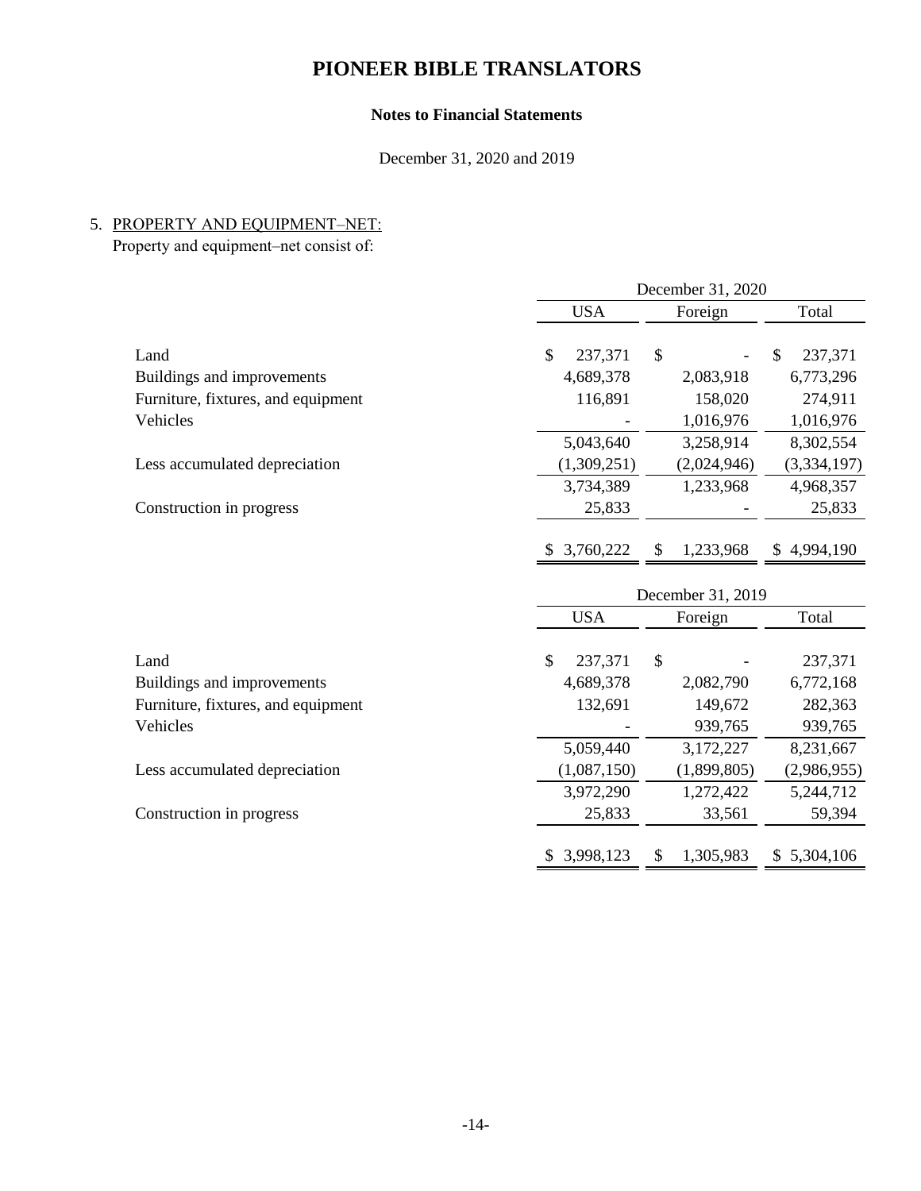# PIONEER BIBLE TRANSLATORS

**Notes to Financial Statements**

December 31, 2020 and 2019

5. PROPERTY AND EQUIPMENT–NET:

Property and equipment–net consist of:

| | December 31, 2020 | | |
|---|---|---|---|
| | USA | Foreign | Total |
| Land | $ 237,371 | $ - | $ 237,371 |
| Buildings and improvements | 4,689,378 | 2,083,918 | 6,773,296 |
| Furniture, fixtures, and equipment | 116,891 | 158,020 | 274,911 |
| Vehicles | - | 1,016,976 | 1,016,976 |
| | 5,043,640 | 3,258,914 | 8,302,554 |
| Less accumulated depreciation | (1,309,251) | (2,024,946) | (3,334,197) |
| | 3,734,389 | 1,233,968 | 4,968,357 |
| Construction in progress | 25,833 | - | 25,833 |
| | $ 3,760,222 | $ 1,233,968 | $ 4,994,190 |

| | December 31, 2019 | | |
|---|---|---|---|
| | USA | Foreign | Total |
| Land | $ 237,371 | $ - | 237,371 |
| Buildings and improvements | 4,689,378 | 2,082,790 | 6,772,168 |
| Furniture, fixtures, and equipment | 132,691 | 149,672 | 282,363 |
| Vehicles | - | 939,765 | 939,765 |
| | 5,059,440 | 3,172,227 | 8,231,667 |
| Less accumulated depreciation | (1,087,150) | (1,899,805) | (2,986,955) |
| | 3,972,290 | 1,272,422 | 5,244,712 |
| Construction in progress | 25,833 | 33,561 | 59,394 |
| | $ 3,998,123 | $ 1,305,983 | $ 5,304,106 |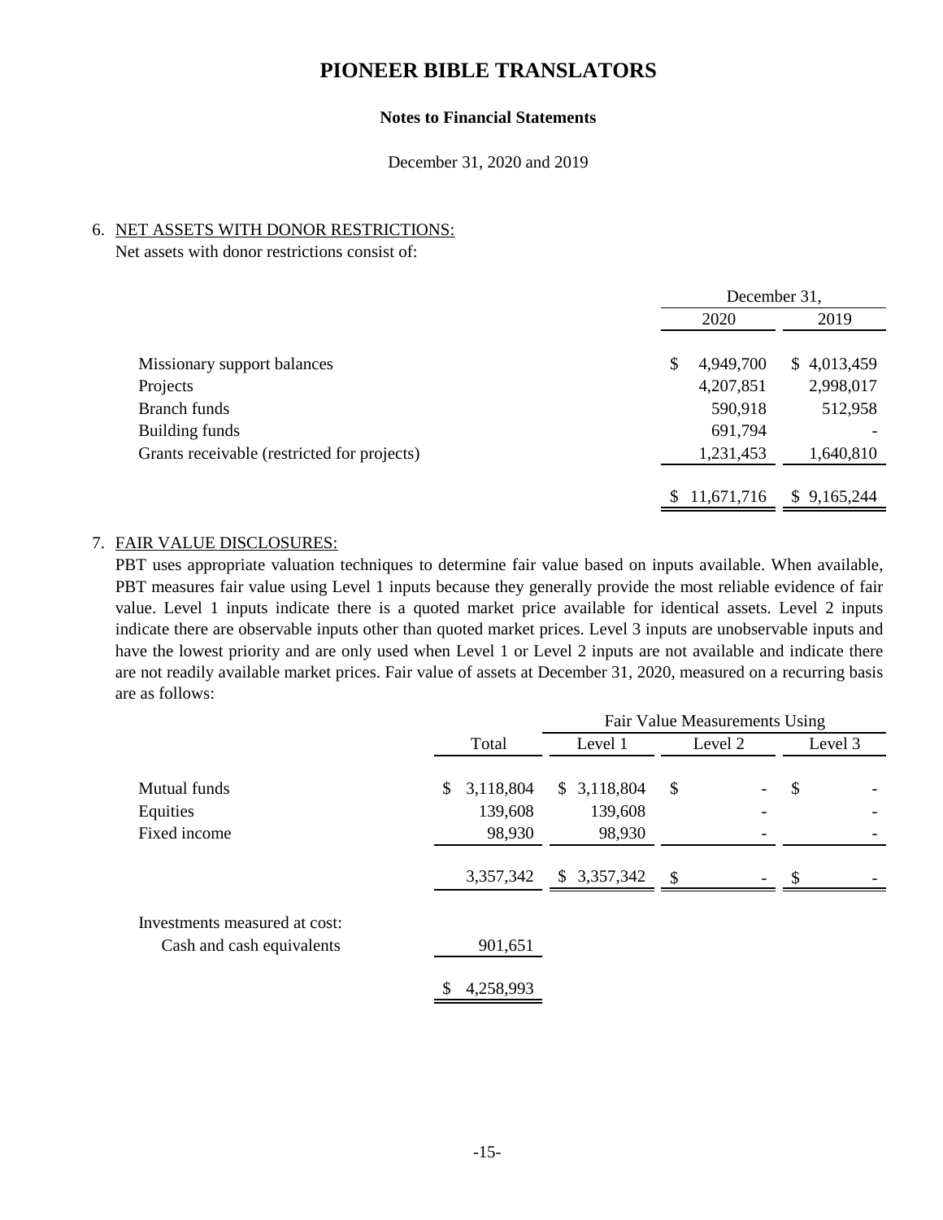# PIONEER BIBLE TRANSLATORS

**Notes to Financial Statements**

December 31, 2020 and 2019

6. NET ASSETS WITH DONOR RESTRICTIONS:

Net assets with donor restrictions consist of:

| | December 31, | |
|---|---|---|
| | 2020 | 2019 |
| Missionary support balances | $ 4,949,700 | $ 4,013,459 |
| Projects | 4,207,851 | 2,998,017 |
| Branch funds | 590,918 | 512,958 |
| Building funds | 691,794 | - |
| Grants receivable (restricted for projects) | 1,231,453 | 1,640,810 |
| | $ 11,671,716 | $ 9,165,244 |

7. FAIR VALUE DISCLOSURES:

PBT uses appropriate valuation techniques to determine fair value based on inputs available. When available, PBT measures fair value using Level 1 inputs because they generally provide the most reliable evidence of fair value. Level 1 inputs indicate there is a quoted market price available for identical assets. Level 2 inputs indicate there are observable inputs other than quoted market prices. Level 3 inputs are unobservable inputs and have the lowest priority and are only used when Level 1 or Level 2 inputs are not available and indicate there are not readily available market prices. Fair value of assets at December 31, 2020, measured on a recurring basis are as follows:

| | | Fair Value Measurements Using | | |
|---|---|---|---|---|
| | Total | Level 1 | Level 2 | Level 3 |
| Mutual funds | $ 3,118,804 | $ 3,118,804 | $ - | $ - |
| Equities | 139,608 | 139,608 | - | - |
| Fixed income | 98,930 | 98,930 | - | - |
| | 3,357,342 | $ 3,357,342 | $ - | $ - |
| Investments measured at cost: | | | | |
| Cash and cash equivalents | 901,651 | | | |
| | $ 4,258,993 | | | |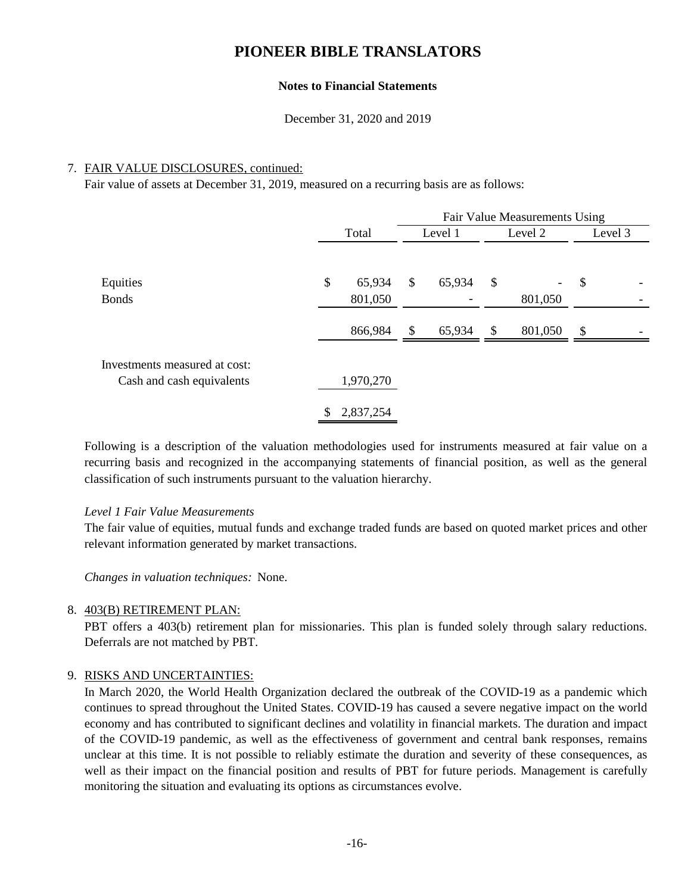# PIONEER BIBLE TRANSLATORS

**Notes to Financial Statements**

December 31, 2020 and 2019

7. FAIR VALUE DISCLOSURES, continued:

Fair value of assets at December 31, 2019, measured on a recurring basis are as follows:

| | Total | Fair Value Measurements Using | | |
|---|---|---|---|---|
| | | Level 1 | Level 2 | Level 3 |
| Equities | $ 65,934 | $ 65,934 | $ - | $ - |
| Bonds | 801,050 | - | 801,050 | - |
| | 866,984 | $ 65,934 | $ 801,050 | $ - |
| Investments measured at cost: | | | | |
| Cash and cash equivalents | 1,970,270 | | | |
| | $ 2,837,254 | | | |

Following is a description of the valuation methodologies used for instruments measured at fair value on a recurring basis and recognized in the accompanying statements of financial position, as well as the general classification of such instruments pursuant to the valuation hierarchy.

*Level 1 Fair Value Measurements*

The fair value of equities, mutual funds and exchange traded funds are based on quoted market prices and other relevant information generated by market transactions.

*Changes in valuation techniques:* None.

8. 403(B) RETIREMENT PLAN:

PBT offers a 403(b) retirement plan for missionaries. This plan is funded solely through salary reductions. Deferrals are not matched by PBT.

9. RISKS AND UNCERTAINTIES:

In March 2020, the World Health Organization declared the outbreak of the COVID-19 as a pandemic which continues to spread throughout the United States. COVID-19 has caused a severe negative impact on the world economy and has contributed to significant declines and volatility in financial markets. The duration and impact of the COVID-19 pandemic, as well as the effectiveness of government and central bank responses, remains unclear at this time. It is not possible to reliably estimate the duration and severity of these consequences, as well as their impact on the financial position and results of PBT for future periods. Management is carefully monitoring the situation and evaluating its options as circumstances evolve.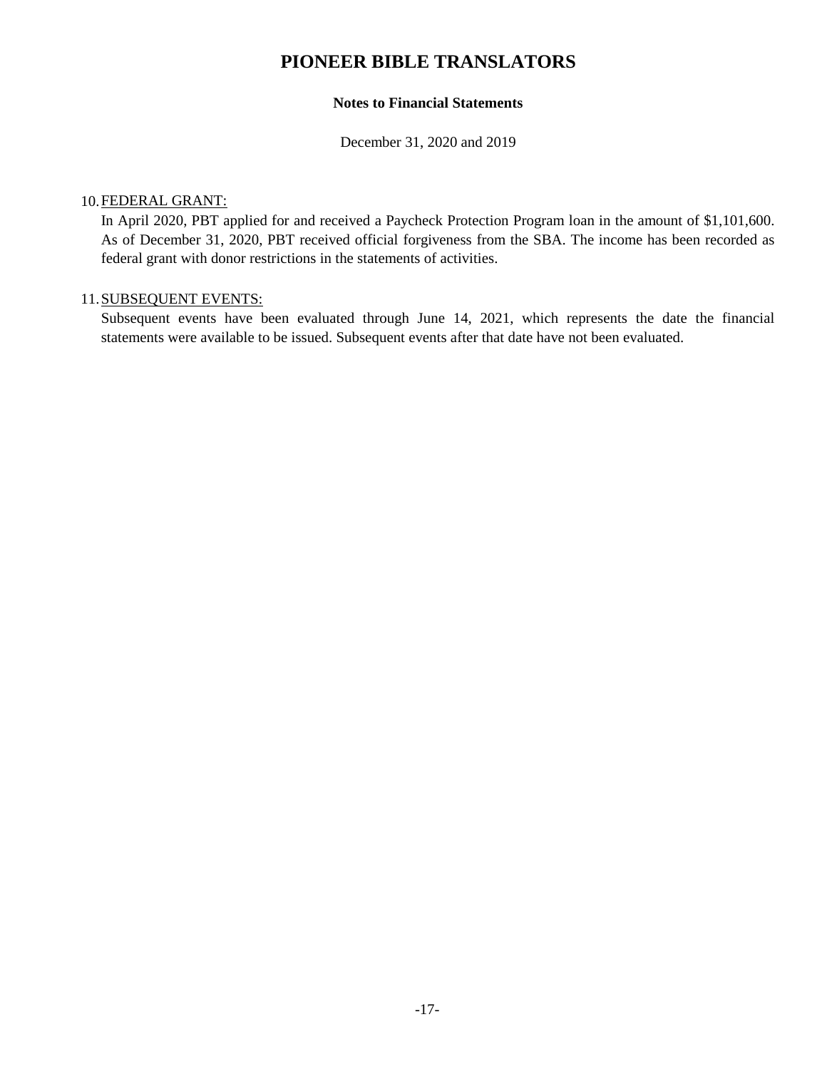# PIONEER BIBLE TRANSLATORS

**Notes to Financial Statements**

December 31, 2020 and 2019

10. FEDERAL GRANT:

In April 2020, PBT applied for and received a Paycheck Protection Program loan in the amount of $1,101,600. As of December 31, 2020, PBT received official forgiveness from the SBA. The income has been recorded as federal grant with donor restrictions in the statements of activities.

11. SUBSEQUENT EVENTS:

Subsequent events have been evaluated through June 14, 2021, which represents the date the financial statements were available to be issued. Subsequent events after that date have not been evaluated.